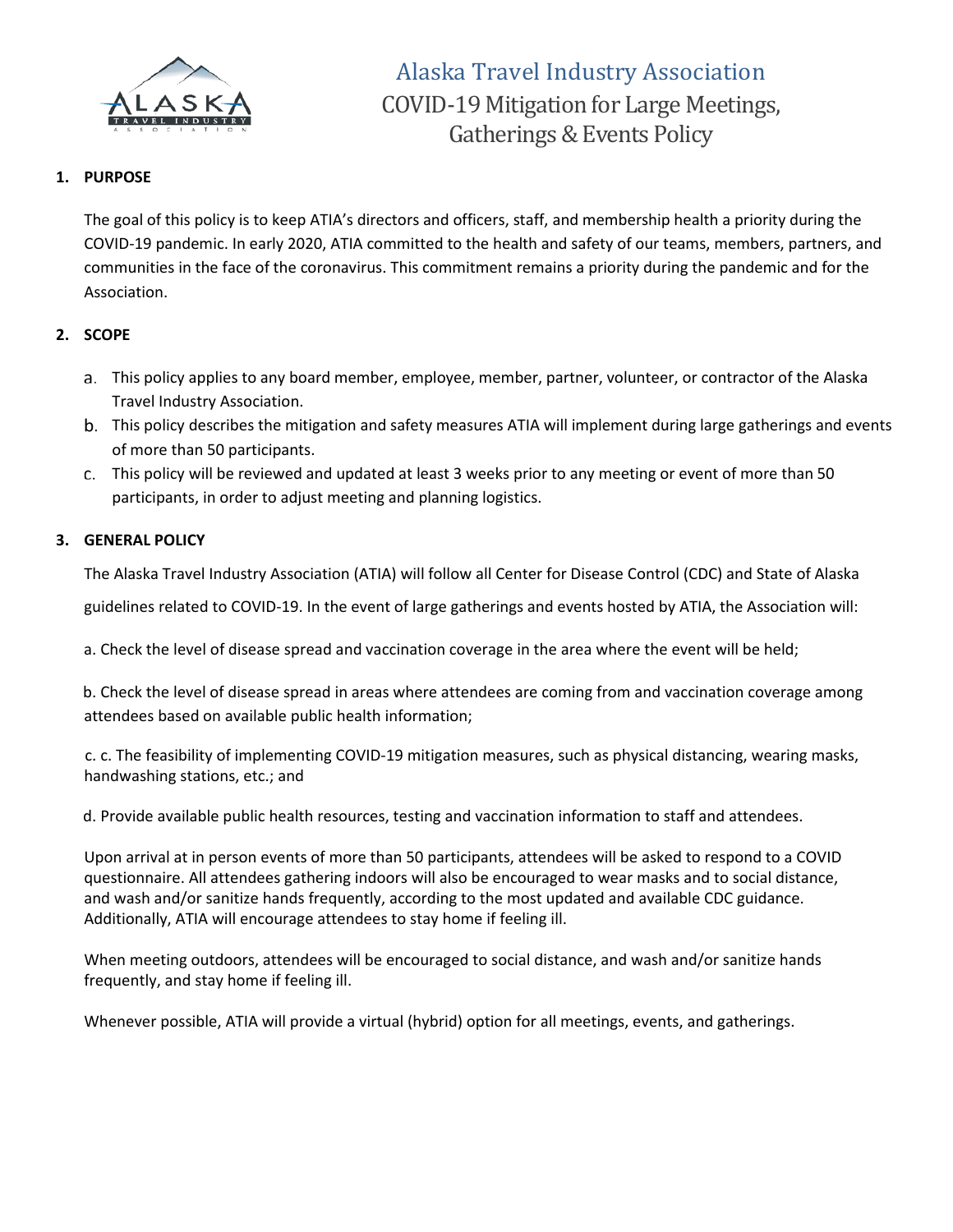# Alaska Travel Industry Association

## COVID-19 Mitigation for Large Meetings, Gatherings & Events Policy

**1. PURPOSE**

The goal of this policy is to keep ATIA's directors and officers, staff, and membership health a priority during the COVID-19 pandemic. In early 2020, ATIA committed to the health and safety of our teams, members, partners, and communities in the face of the coronavirus. This commitment remains a priority during the pandemic and for the Association.

**2. SCOPE**

a. This policy applies to any board member, employee, member, partner, volunteer, or contractor of the Alaska Travel Industry Association.

b. This policy describes the mitigation and safety measures ATIA will implement during large gatherings and events of more than 50 participants.

c. This policy will be reviewed and updated at least 3 weeks prior to any meeting or event of more than 50 participants, in order to adjust meeting and planning logistics.

**3. GENERAL POLICY**

The Alaska Travel Industry Association (ATIA) will follow all Center for Disease Control (CDC) and State of Alaska guidelines related to COVID-19. In the event of large gatherings and events hosted by ATIA, the Association will:

a. Check the level of disease spread and vaccination coverage in the area where the event will be held;

b. Check the level of disease spread in areas where attendees are coming from and vaccination coverage among attendees based on available public health information;

c. c. The feasibility of implementing COVID-19 mitigation measures, such as physical distancing, wearing masks, handwashing stations, etc.; and

d. Provide available public health resources, testing and vaccination information to staff and attendees.

Upon arrival at in person events of more than 50 participants, attendees will be asked to respond to a COVID questionnaire. All attendees gathering indoors will also be encouraged to wear masks and to social distance, and wash and/or sanitize hands frequently, according to the most updated and available CDC guidance. Additionally, ATIA will encourage attendees to stay home if feeling ill.

When meeting outdoors, attendees will be encouraged to social distance, and wash and/or sanitize hands frequently, and stay home if feeling ill.

Whenever possible, ATIA will provide a virtual (hybrid) option for all meetings, events, and gatherings.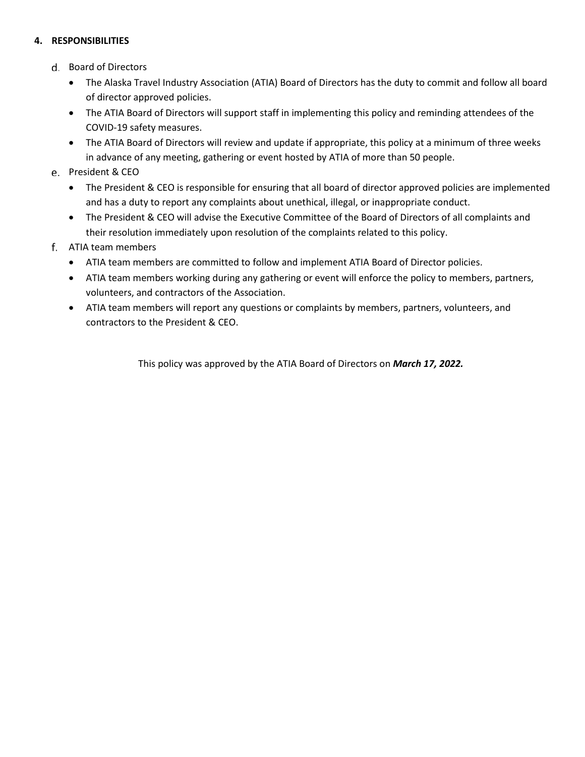## 4. RESPONSIBILITIES

d. Board of Directors

- The Alaska Travel Industry Association (ATIA) Board of Directors has the duty to commit and follow all board of director approved policies.
- The ATIA Board of Directors will support staff in implementing this policy and reminding attendees of the COVID-19 safety measures.
- The ATIA Board of Directors will review and update if appropriate, this policy at a minimum of three weeks in advance of any meeting, gathering or event hosted by ATIA of more than 50 people.

e. President & CEO

- The President & CEO is responsible for ensuring that all board of director approved policies are implemented and has a duty to report any complaints about unethical, illegal, or inappropriate conduct.
- The President & CEO will advise the Executive Committee of the Board of Directors of all complaints and their resolution immediately upon resolution of the complaints related to this policy.

f. ATIA team members

- ATIA team members are committed to follow and implement ATIA Board of Director policies.
- ATIA team members working during any gathering or event will enforce the policy to members, partners, volunteers, and contractors of the Association.
- ATIA team members will report any questions or complaints by members, partners, volunteers, and contractors to the President & CEO.

This policy was approved by the ATIA Board of Directors on ***March 17, 2022.***